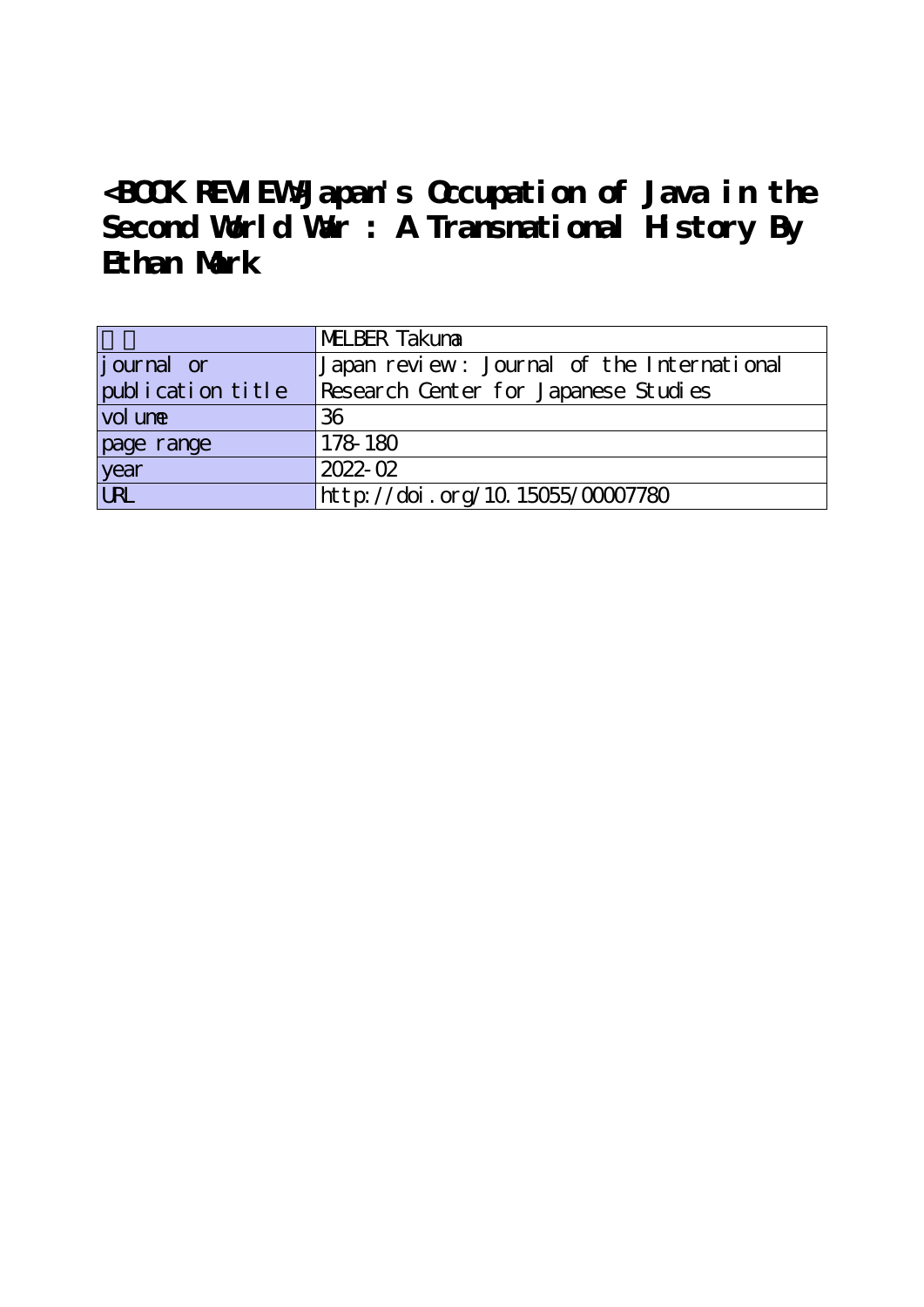# <BOOK REVIEW>Japan's Occupation of Java in the Second World War : A Transnational History By Ethan Mark

| 著者 | MELBER Takuma |
|---|---|
| journal or publication title | Japan review : Journal of the International Research Center for Japanese Studies |
| volume | 36 |
| page range | 178-180 |
| year | 2022-02 |
| URL | http://doi.org/10.15055/00007780 |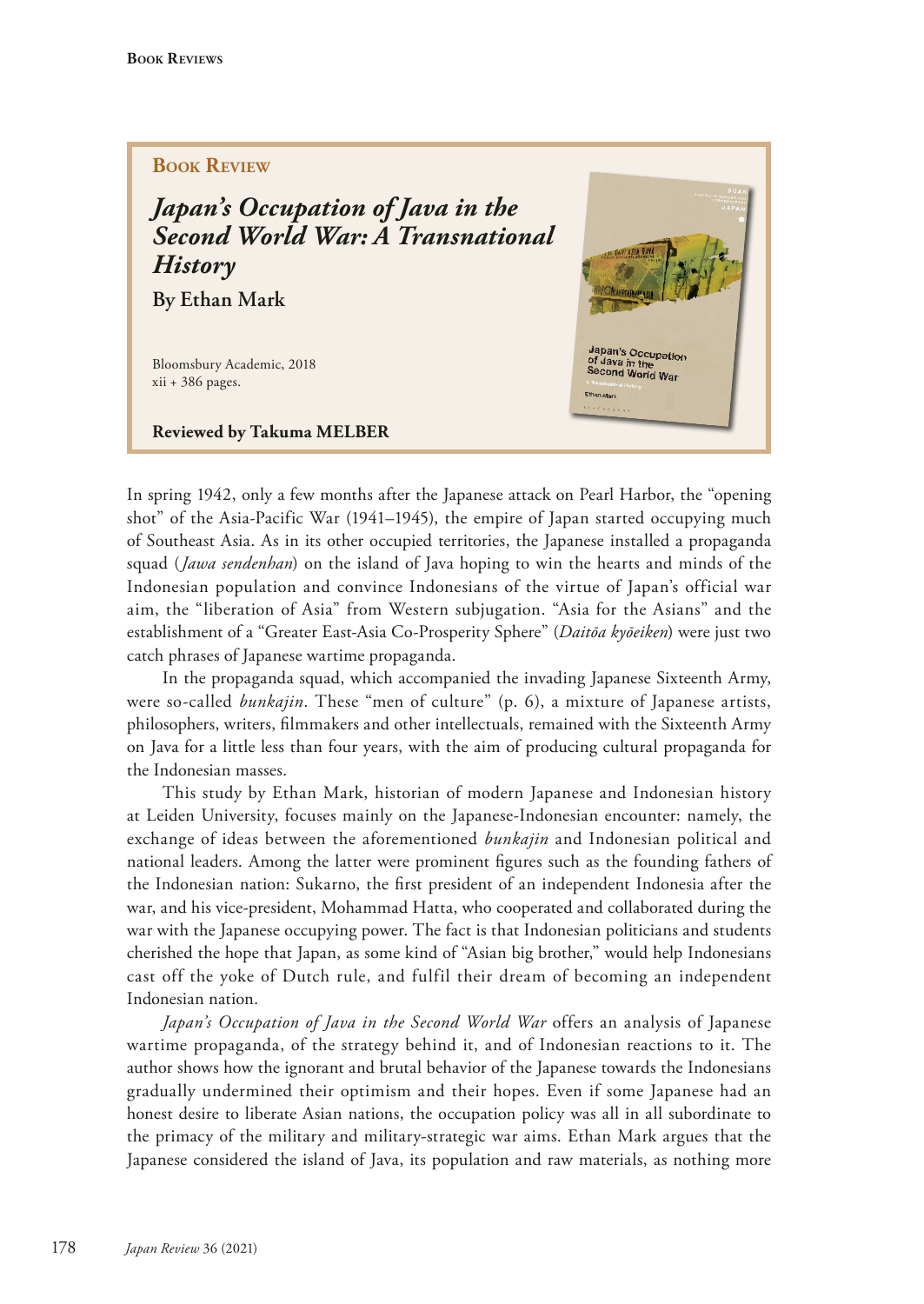## Book Review

# *Japan's Occupation of Java in the Second World War: A Transnational History*

**By Ethan Mark**

Bloomsbury Academic, 2018
xii + 386 pages.

**Reviewed by Takuma MELBER**

In spring 1942, only a few months after the Japanese attack on Pearl Harbor, the "opening shot" of the Asia-Pacific War (1941–1945), the empire of Japan started occupying much of Southeast Asia. As in its other occupied territories, the Japanese installed a propaganda squad (*Jawa sendenhan*) on the island of Java hoping to win the hearts and minds of the Indonesian population and convince Indonesians of the virtue of Japan's official war aim, the "liberation of Asia" from Western subjugation. "Asia for the Asians" and the establishment of a "Greater East-Asia Co-Prosperity Sphere" (*Daitōa kyōeiken*) were just two catch phrases of Japanese wartime propaganda.

In the propaganda squad, which accompanied the invading Japanese Sixteenth Army, were so-called *bunkajin*. These "men of culture" (p. 6), a mixture of Japanese artists, philosophers, writers, filmmakers and other intellectuals, remained with the Sixteenth Army on Java for a little less than four years, with the aim of producing cultural propaganda for the Indonesian masses.

This study by Ethan Mark, historian of modern Japanese and Indonesian history at Leiden University, focuses mainly on the Japanese-Indonesian encounter: namely, the exchange of ideas between the aforementioned *bunkajin* and Indonesian political and national leaders. Among the latter were prominent figures such as the founding fathers of the Indonesian nation: Sukarno, the first president of an independent Indonesia after the war, and his vice-president, Mohammad Hatta, who cooperated and collaborated during the war with the Japanese occupying power. The fact is that Indonesian politicians and students cherished the hope that Japan, as some kind of "Asian big brother," would help Indonesians cast off the yoke of Dutch rule, and fulfil their dream of becoming an independent Indonesian nation.

*Japan's Occupation of Java in the Second World War* offers an analysis of Japanese wartime propaganda, of the strategy behind it, and of Indonesian reactions to it. The author shows how the ignorant and brutal behavior of the Japanese towards the Indonesians gradually undermined their optimism and their hopes. Even if some Japanese had an honest desire to liberate Asian nations, the occupation policy was all in all subordinate to the primacy of the military and military-strategic war aims. Ethan Mark argues that the Japanese considered the island of Java, its population and raw materials, as nothing more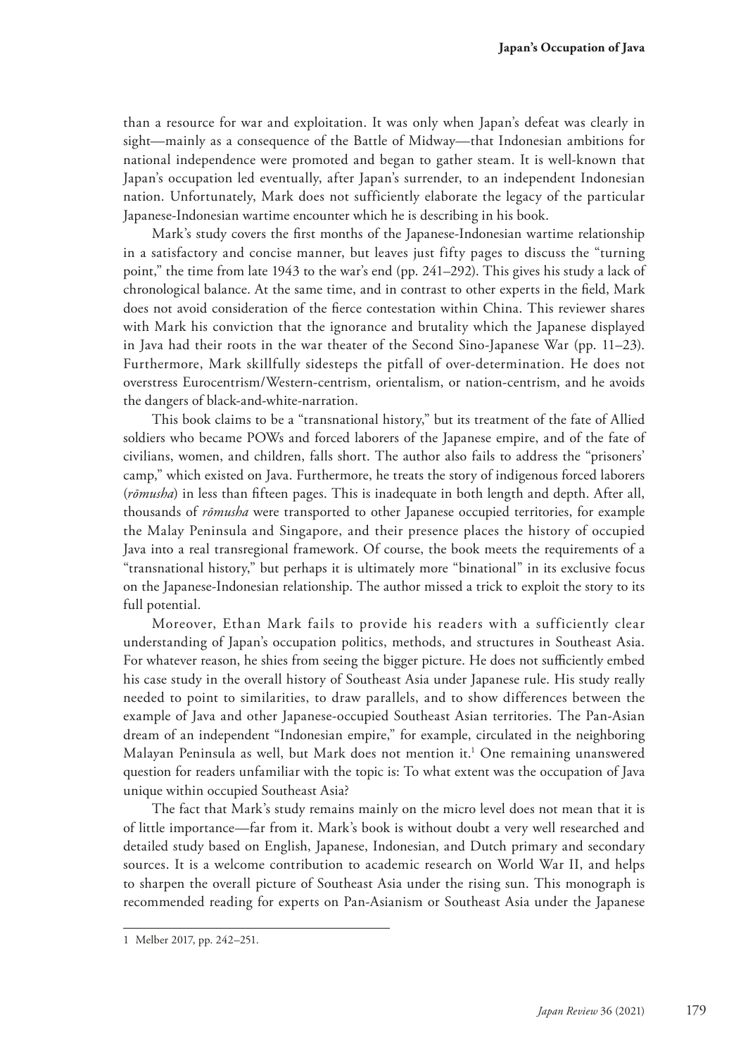than a resource for war and exploitation. It was only when Japan's defeat was clearly in sight—mainly as a consequence of the Battle of Midway—that Indonesian ambitions for national independence were promoted and began to gather steam. It is well-known that Japan's occupation led eventually, after Japan's surrender, to an independent Indonesian nation. Unfortunately, Mark does not sufficiently elaborate the legacy of the particular Japanese-Indonesian wartime encounter which he is describing in his book.

Mark's study covers the first months of the Japanese-Indonesian wartime relationship in a satisfactory and concise manner, but leaves just fifty pages to discuss the "turning point," the time from late 1943 to the war's end (pp. 241–292). This gives his study a lack of chronological balance. At the same time, and in contrast to other experts in the field, Mark does not avoid consideration of the fierce contestation within China. This reviewer shares with Mark his conviction that the ignorance and brutality which the Japanese displayed in Java had their roots in the war theater of the Second Sino-Japanese War (pp. 11–23). Furthermore, Mark skillfully sidesteps the pitfall of over-determination. He does not overstress Eurocentrism/Western-centrism, orientalism, or nation-centrism, and he avoids the dangers of black-and-white-narration.

This book claims to be a "transnational history," but its treatment of the fate of Allied soldiers who became POWs and forced laborers of the Japanese empire, and of the fate of civilians, women, and children, falls short. The author also fails to address the "prisoners' camp," which existed on Java. Furthermore, he treats the story of indigenous forced laborers (*rōmusha*) in less than fifteen pages. This is inadequate in both length and depth. After all, thousands of *rōmusha* were transported to other Japanese occupied territories, for example the Malay Peninsula and Singapore, and their presence places the history of occupied Java into a real transregional framework. Of course, the book meets the requirements of a "transnational history," but perhaps it is ultimately more "binational" in its exclusive focus on the Japanese-Indonesian relationship. The author missed a trick to exploit the story to its full potential.

Moreover, Ethan Mark fails to provide his readers with a sufficiently clear understanding of Japan's occupation politics, methods, and structures in Southeast Asia. For whatever reason, he shies from seeing the bigger picture. He does not sufficiently embed his case study in the overall history of Southeast Asia under Japanese rule. His study really needed to point to similarities, to draw parallels, and to show differences between the example of Java and other Japanese-occupied Southeast Asian territories. The Pan-Asian dream of an independent "Indonesian empire," for example, circulated in the neighboring Malayan Peninsula as well, but Mark does not mention it.[1] One remaining unanswered question for readers unfamiliar with the topic is: To what extent was the occupation of Java unique within occupied Southeast Asia?

The fact that Mark's study remains mainly on the micro level does not mean that it is of little importance—far from it. Mark's book is without doubt a very well researched and detailed study based on English, Japanese, Indonesian, and Dutch primary and secondary sources. It is a welcome contribution to academic research on World War II, and helps to sharpen the overall picture of Southeast Asia under the rising sun. This monograph is recommended reading for experts on Pan-Asianism or Southeast Asia under the Japanese

---

1 Melber 2017, pp. 242–251.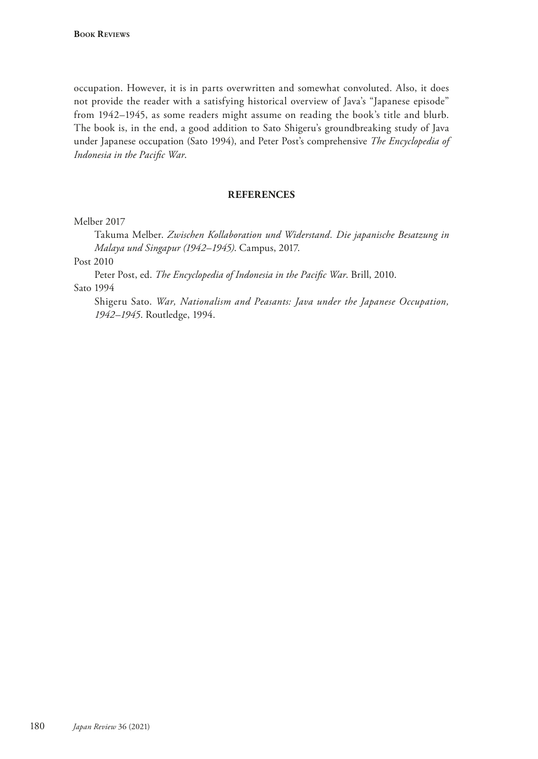occupation. However, it is in parts overwritten and somewhat convoluted. Also, it does not provide the reader with a satisfying historical overview of Java's "Japanese episode" from 1942–1945, as some readers might assume on reading the book's title and blurb. The book is, in the end, a good addition to Sato Shigeru's groundbreaking study of Java under Japanese occupation (Sato 1994), and Peter Post's comprehensive *The Encyclopedia of Indonesia in the Pacific War*.

## REFERENCES

Melber 2017

Takuma Melber. *Zwischen Kollaboration und Widerstand. Die japanische Besatzung in Malaya und Singapur (1942–1945)*. Campus, 2017.

Post 2010

Peter Post, ed. *The Encyclopedia of Indonesia in the Pacific War*. Brill, 2010.

Sato 1994

Shigeru Sato. *War, Nationalism and Peasants: Java under the Japanese Occupation, 1942–1945*. Routledge, 1994.